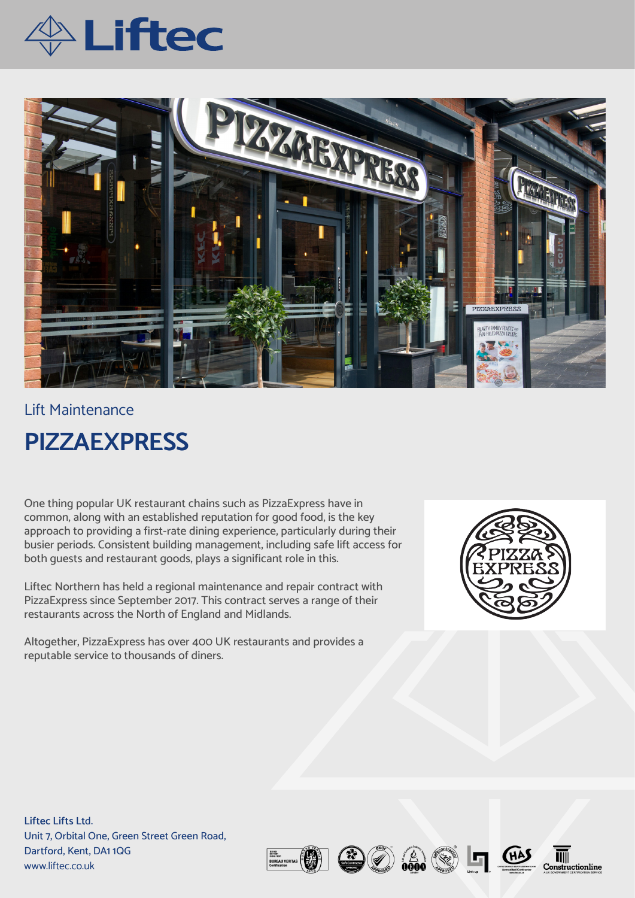Lift Maintenance

# PIZZAEXPRESS

One thing popular UK restaurant chains such as PizzaExpress have in common, along with an established reputation for good food, is the key approach to providing a first-rate dining experience, particularly during their busier periods. Consistent building management, including safe lift access for both guests and restaurant goods, plays a significant role in this.

Liftec Northern has held a regional maintenance and repair contract with PizzaExpress since September 2017. This contract serves a range of their restaurants across the North of England and Midlands.

Altogether, PizzaExpress has over 400 UK restaurants and provides a reputable service to thousands of diners.

**Liftec Lifts Ltd.**
Unit 7, Orbital One, Green Street Green Road,
Dartford, Kent, DA1 1QG
www.liftec.co.uk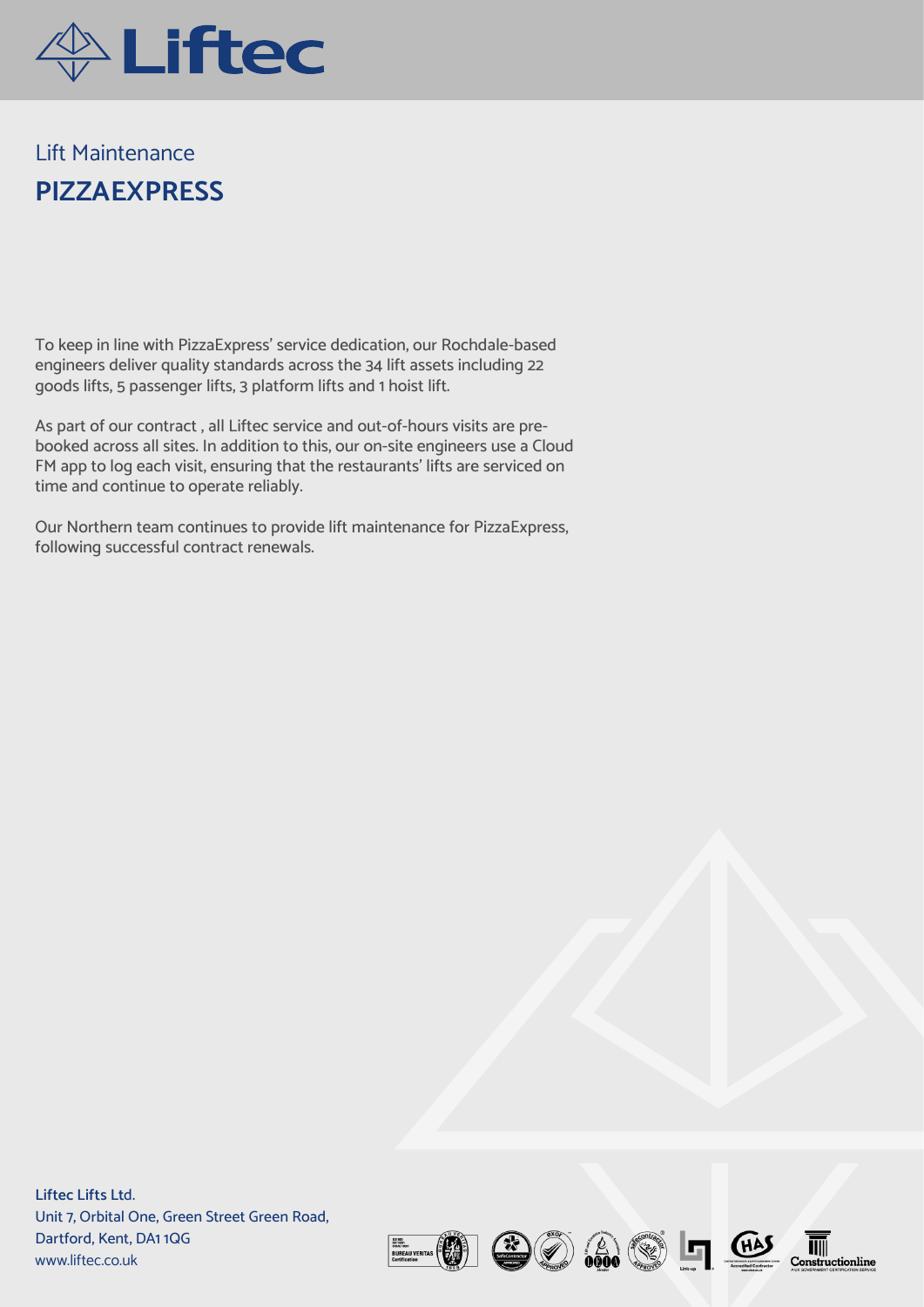Liftec

Lift Maintenance

# PIZZAEXPRESS

To keep in line with PizzaExpress' service dedication, our Rochdale-based engineers deliver quality standards across the 34 lift assets including 22 goods lifts, 5 passenger lifts, 3 platform lifts and 1 hoist lift.

As part of our contract , all Liftec service and out-of-hours visits are pre-booked across all sites. In addition to this, our on-site engineers use a Cloud FM app to log each visit, ensuring that the restaurants' lifts are serviced on time and continue to operate reliably.

Our Northern team continues to provide lift maintenance for PizzaExpress, following successful contract renewals.

**Liftec Lifts Ltd.**
Unit 7, Orbital One, Green Street Green Road,
Dartford, Kent, DA1 1QG
www.liftec.co.uk